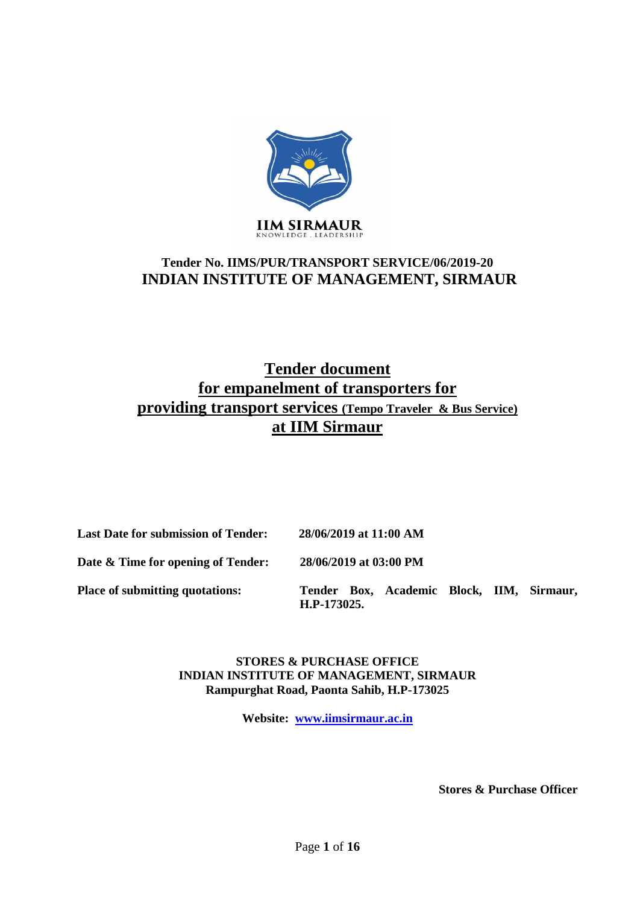IIM SIRMAUR
KNOWLEDGE . LEADERSHIP

**Tender No. IIMS/PUR/TRANSPORT SERVICE/06/2019-20**

# INDIAN INSTITUTE OF MANAGEMENT, SIRMAUR

## Tender document for empanelment of transporters for providing transport services (Tempo Traveler & Bus Service) at IIM Sirmaur

| | |
|---|---|
| **Last Date for submission of Tender:** | **28/06/2019 at 11:00 AM** |
| **Date & Time for opening of Tender:** | **28/06/2019 at 03:00 PM** |
| **Place of submitting quotations:** | **Tender Box, Academic Block, IIM, Sirmaur, H.P-173025.** |

**STORES & PURCHASE OFFICE**
**INDIAN INSTITUTE OF MANAGEMENT, SIRMAUR**
**Rampurghat Road, Paonta Sahib, H.P-173025**

**Website: www.iimsirmaur.ac.in**

**Stores & Purchase Officer**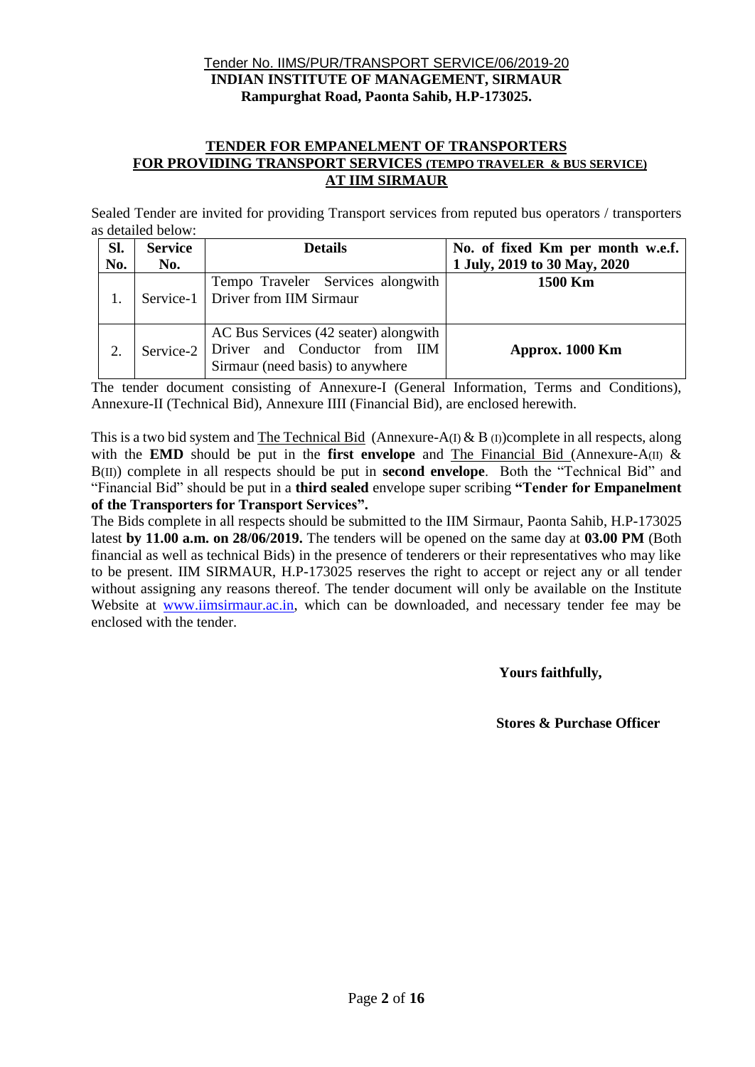Tender No. IIMS/PUR/TRANSPORT SERVICE/06/2019-20
**INDIAN INSTITUTE OF MANAGEMENT, SIRMAUR**
**Rampurghat Road, Paonta Sahib, H.P-173025.**

## TENDER FOR EMPANELMENT OF TRANSPORTERS FOR PROVIDING TRANSPORT SERVICES (TEMPO TRAVELER & BUS SERVICE) AT IIM SIRMAUR

Sealed Tender are invited for providing Transport services from reputed bus operators / transporters as detailed below:

| Sl. No. | Service No. | Details | No. of fixed Km per month w.e.f. 1 July, 2019 to 30 May, 2020 |
|---|---|---|---|
| 1. | Service-1 | Tempo Traveler Services alongwith Driver from IIM Sirmaur | **1500 Km** |
| 2. | Service-2 | AC Bus Services (42 seater) alongwith Driver and Conductor from IIM Sirmaur (need basis) to anywhere | **Approx. 1000 Km** |

The tender document consisting of Annexure-I (General Information, Terms and Conditions), Annexure-II (Technical Bid), Annexure IIII (Financial Bid), are enclosed herewith.

This is a two bid system and The Technical Bid (Annexure-A(I) & B (I))complete in all respects, along with the **EMD** should be put in the **first envelope** and The Financial Bid (Annexure-A(II) & B(II)) complete in all respects should be put in **second envelope**. Both the "Technical Bid" and "Financial Bid" should be put in a **third sealed** envelope super scribing **"Tender for Empanelment of the Transporters for Transport Services".**

The Bids complete in all respects should be submitted to the IIM Sirmaur, Paonta Sahib, H.P-173025 latest **by 11.00 a.m. on 28/06/2019.** The tenders will be opened on the same day at **03.00 PM** (Both financial as well as technical Bids) in the presence of tenderers or their representatives who may like to be present. IIM SIRMAUR, H.P-173025 reserves the right to accept or reject any or all tender without assigning any reasons thereof. The tender document will only be available on the Institute Website at www.iimsirmaur.ac.in, which can be downloaded, and necessary tender fee may be enclosed with the tender.

**Yours faithfully,**

**Stores & Purchase Officer**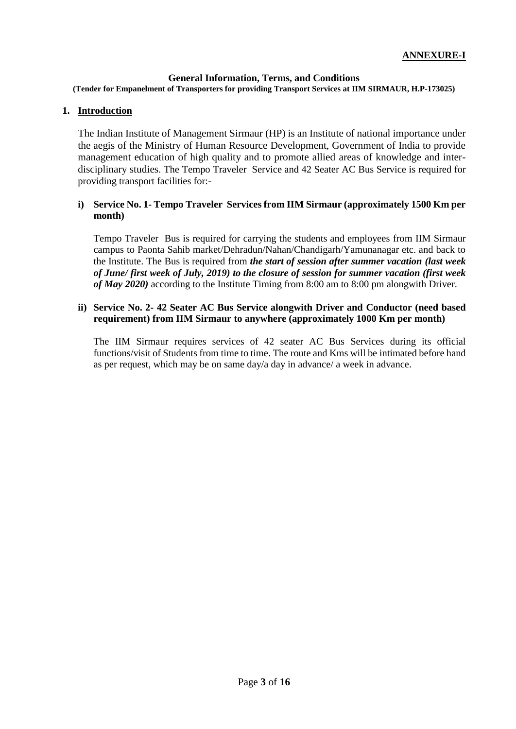**ANNEXURE-I**

**General Information, Terms, and Conditions**

**(Tender for Empanelment of Transporters for providing Transport Services at IIM SIRMAUR, H.P-173025)**

## 1. Introduction

The Indian Institute of Management Sirmaur (HP) is an Institute of national importance under the aegis of the Ministry of Human Resource Development, Government of India to provide management education of high quality and to promote allied areas of knowledge and inter-disciplinary studies. The Tempo Traveler Service and 42 Seater AC Bus Service is required for providing transport facilities for:-

**i) Service No. 1- Tempo Traveler Services from IIM Sirmaur (approximately 1500 Km per month)**

Tempo Traveler Bus is required for carrying the students and employees from IIM Sirmaur campus to Paonta Sahib market/Dehradun/Nahan/Chandigarh/Yamunanagar etc. and back to the Institute. The Bus is required from ***the start of session after summer vacation (last week of June/ first week of July, 2019) to the closure of session for summer vacation (first week of May 2020)*** according to the Institute Timing from 8:00 am to 8:00 pm alongwith Driver.

**ii) Service No. 2- 42 Seater AC Bus Service alongwith Driver and Conductor (need based requirement) from IIM Sirmaur to anywhere (approximately 1000 Km per month)**

The IIM Sirmaur requires services of 42 seater AC Bus Services during its official functions/visit of Students from time to time. The route and Kms will be intimated before hand as per request, which may be on same day/a day in advance/ a week in advance.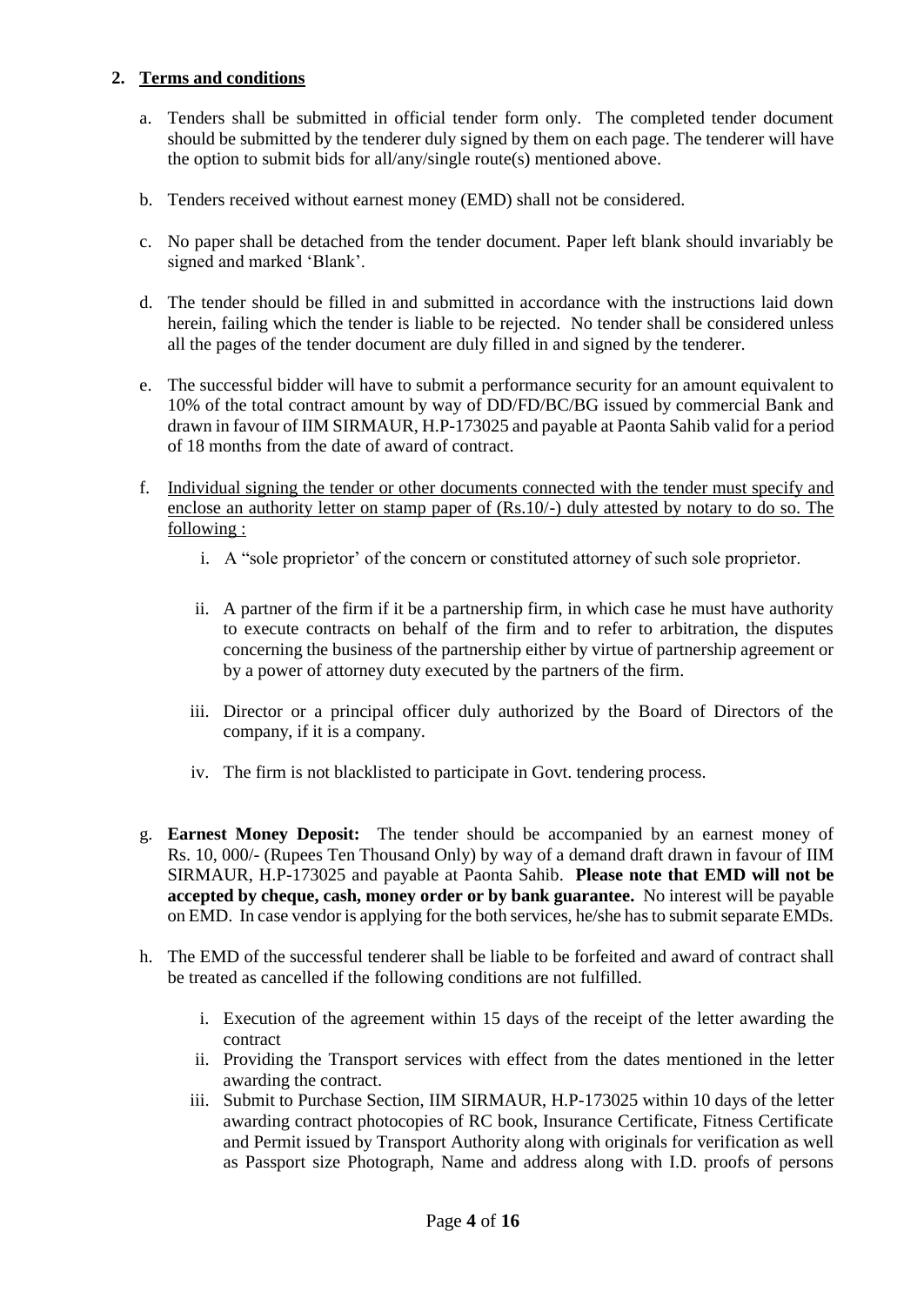## 2. Terms and conditions

a. Tenders shall be submitted in official tender form only. The completed tender document should be submitted by the tenderer duly signed by them on each page. The tenderer will have the option to submit bids for all/any/single route(s) mentioned above.

b. Tenders received without earnest money (EMD) shall not be considered.

c. No paper shall be detached from the tender document. Paper left blank should invariably be signed and marked 'Blank'.

d. The tender should be filled in and submitted in accordance with the instructions laid down herein, failing which the tender is liable to be rejected. No tender shall be considered unless all the pages of the tender document are duly filled in and signed by the tenderer.

e. The successful bidder will have to submit a performance security for an amount equivalent to 10% of the total contract amount by way of DD/FD/BC/BG issued by commercial Bank and drawn in favour of IIM SIRMAUR, H.P-173025 and payable at Paonta Sahib valid for a period of 18 months from the date of award of contract.

f. <u>Individual signing the tender or other documents connected with the tender must specify and enclose an authority letter on stamp paper of (Rs.10/-) duly attested by notary to do so. The following :</u>

   i. A "sole proprietor' of the concern or constituted attorney of such sole proprietor.

   ii. A partner of the firm if it be a partnership firm, in which case he must have authority to execute contracts on behalf of the firm and to refer to arbitration, the disputes concerning the business of the partnership either by virtue of partnership agreement or by a power of attorney duty executed by the partners of the firm.

   iii. Director or a principal officer duly authorized by the Board of Directors of the company, if it is a company.

   iv. The firm is not blacklisted to participate in Govt. tendering process.

g. **Earnest Money Deposit:** The tender should be accompanied by an earnest money of Rs. 10, 000/- (Rupees Ten Thousand Only) by way of a demand draft drawn in favour of IIM SIRMAUR, H.P-173025 and payable at Paonta Sahib. **Please note that EMD will not be accepted by cheque, cash, money order or by bank guarantee.** No interest will be payable on EMD. In case vendor is applying for the both services, he/she has to submit separate EMDs.

h. The EMD of the successful tenderer shall be liable to be forfeited and award of contract shall be treated as cancelled if the following conditions are not fulfilled.

   i. Execution of the agreement within 15 days of the receipt of the letter awarding the contract

   ii. Providing the Transport services with effect from the dates mentioned in the letter awarding the contract.

   iii. Submit to Purchase Section, IIM SIRMAUR, H.P-173025 within 10 days of the letter awarding contract photocopies of RC book, Insurance Certificate, Fitness Certificate and Permit issued by Transport Authority along with originals for verification as well as Passport size Photograph, Name and address along with I.D. proofs of persons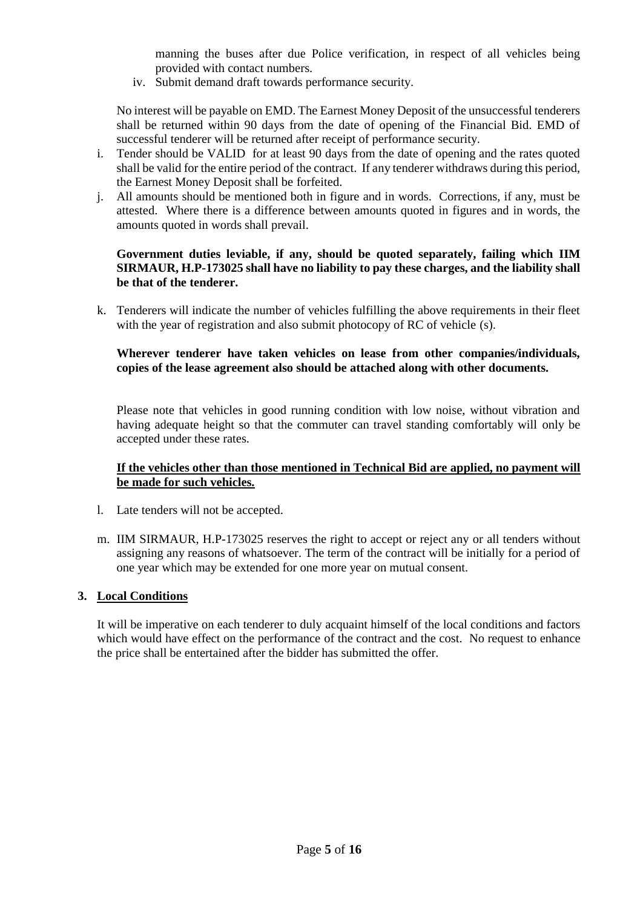manning the buses after due Police verification, in respect of all vehicles being provided with contact numbers.

iv. Submit demand draft towards performance security.

No interest will be payable on EMD. The Earnest Money Deposit of the unsuccessful tenderers shall be returned within 90 days from the date of opening of the Financial Bid. EMD of successful tenderer will be returned after receipt of performance security.

i. Tender should be VALID for at least 90 days from the date of opening and the rates quoted shall be valid for the entire period of the contract. If any tenderer withdraws during this period, the Earnest Money Deposit shall be forfeited.

j. All amounts should be mentioned both in figure and in words. Corrections, if any, must be attested. Where there is a difference between amounts quoted in figures and in words, the amounts quoted in words shall prevail.

**Government duties leviable, if any, should be quoted separately, failing which IIM SIRMAUR, H.P-173025 shall have no liability to pay these charges, and the liability shall be that of the tenderer.**

k. Tenderers will indicate the number of vehicles fulfilling the above requirements in their fleet with the year of registration and also submit photocopy of RC of vehicle (s).

**Wherever tenderer have taken vehicles on lease from other companies/individuals, copies of the lease agreement also should be attached along with other documents.**

Please note that vehicles in good running condition with low noise, without vibration and having adequate height so that the commuter can travel standing comfortably will only be accepted under these rates.

**<u>If the vehicles other than those mentioned in Technical Bid are applied, no payment will be made for such vehicles.</u>**

l. Late tenders will not be accepted.

m. IIM SIRMAUR, H.P-173025 reserves the right to accept or reject any or all tenders without assigning any reasons of whatsoever. The term of the contract will be initially for a period of one year which may be extended for one more year on mutual consent.

## 3. <u>Local Conditions</u>

It will be imperative on each tenderer to duly acquaint himself of the local conditions and factors which would have effect on the performance of the contract and the cost. No request to enhance the price shall be entertained after the bidder has submitted the offer.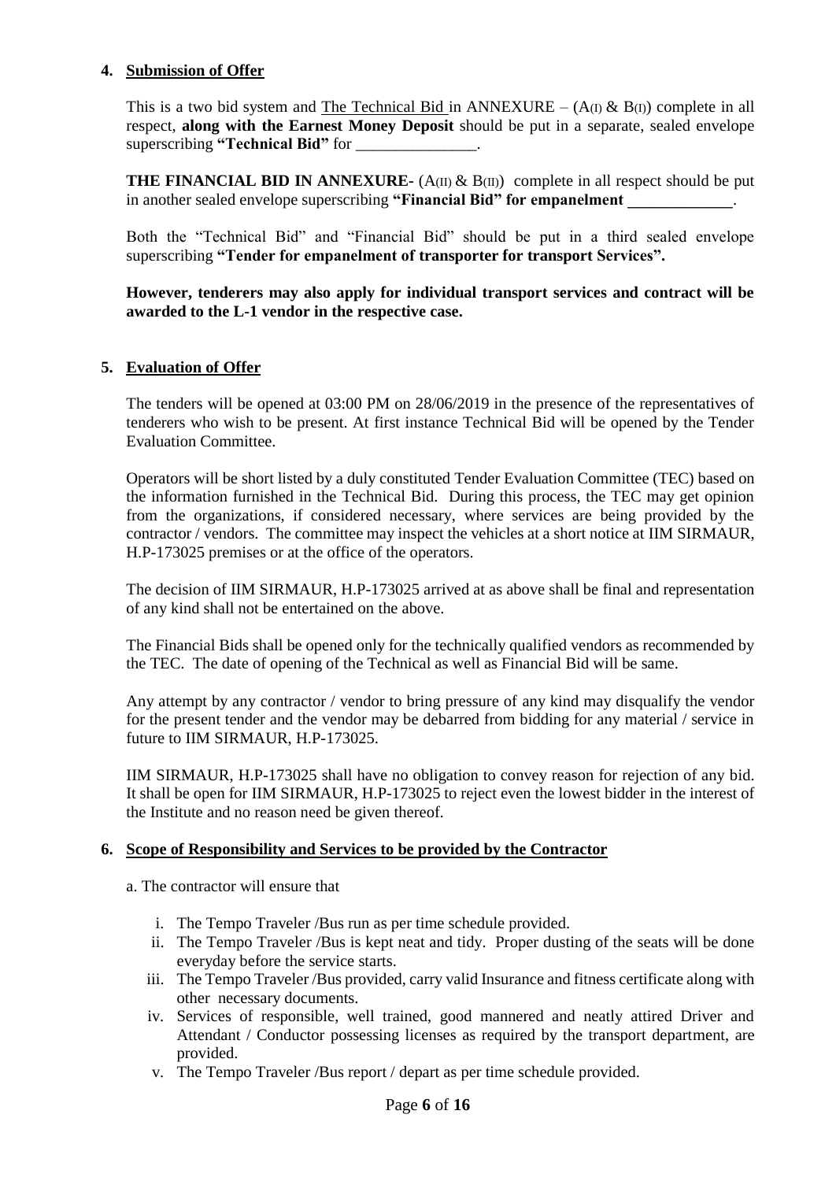## 4. Submission of Offer

This is a two bid system and The Technical Bid in ANNEXURE – ($A_{(I)}$ & $B_{(I)}$) complete in all respect, **along with the Earnest Money Deposit** should be put in a separate, sealed envelope superscribing **"Technical Bid"** for _______________.

**THE FINANCIAL BID IN ANNEXURE-** ($A_{(II)}$ & $B_{(II)}$) complete in all respect should be put in another sealed envelope superscribing **"Financial Bid" for empanelment _____________**.

Both the "Technical Bid" and "Financial Bid" should be put in a third sealed envelope superscribing **"Tender for empanelment of transporter for transport Services".**

**However, tenderers may also apply for individual transport services and contract will be awarded to the L-1 vendor in the respective case.**

## 5. Evaluation of Offer

The tenders will be opened at 03:00 PM on 28/06/2019 in the presence of the representatives of tenderers who wish to be present. At first instance Technical Bid will be opened by the Tender Evaluation Committee.

Operators will be short listed by a duly constituted Tender Evaluation Committee (TEC) based on the information furnished in the Technical Bid. During this process, the TEC may get opinion from the organizations, if considered necessary, where services are being provided by the contractor / vendors. The committee may inspect the vehicles at a short notice at IIM SIRMAUR, H.P-173025 premises or at the office of the operators.

The decision of IIM SIRMAUR, H.P-173025 arrived at as above shall be final and representation of any kind shall not be entertained on the above.

The Financial Bids shall be opened only for the technically qualified vendors as recommended by the TEC. The date of opening of the Technical as well as Financial Bid will be same.

Any attempt by any contractor / vendor to bring pressure of any kind may disqualify the vendor for the present tender and the vendor may be debarred from bidding for any material / service in future to IIM SIRMAUR, H.P-173025.

IIM SIRMAUR, H.P-173025 shall have no obligation to convey reason for rejection of any bid. It shall be open for IIM SIRMAUR, H.P-173025 to reject even the lowest bidder in the interest of the Institute and no reason need be given thereof.

## 6. Scope of Responsibility and Services to be provided by the Contractor

a. The contractor will ensure that

i. The Tempo Traveler /Bus run as per time schedule provided.

ii. The Tempo Traveler /Bus is kept neat and tidy. Proper dusting of the seats will be done everyday before the service starts.

iii. The Tempo Traveler /Bus provided, carry valid Insurance and fitness certificate along with other necessary documents.

iv. Services of responsible, well trained, good mannered and neatly attired Driver and Attendant / Conductor possessing licenses as required by the transport department, are provided.

v. The Tempo Traveler /Bus report / depart as per time schedule provided.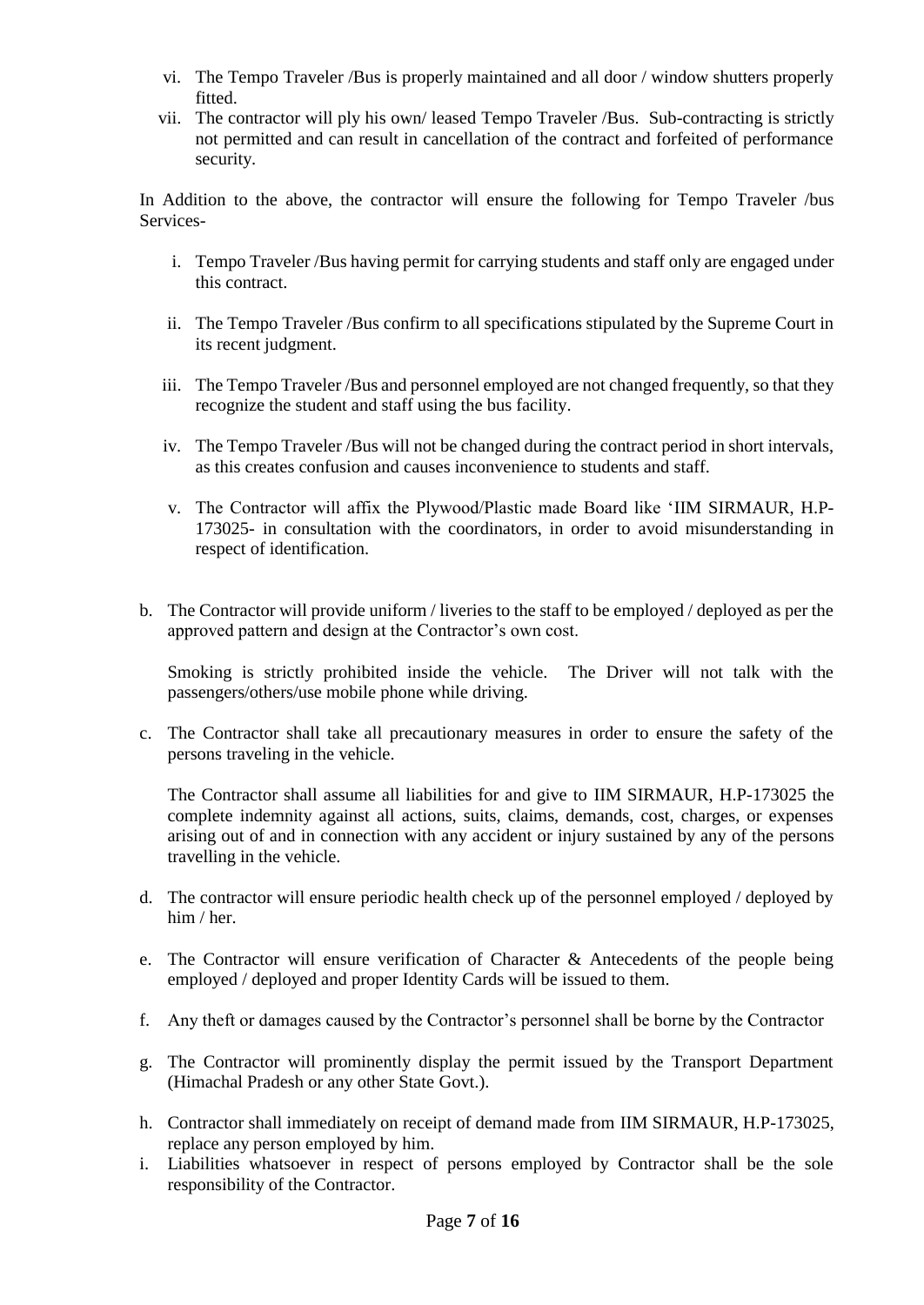vi. The Tempo Traveler /Bus is properly maintained and all door / window shutters properly fitted.

vii. The contractor will ply his own/ leased Tempo Traveler /Bus. Sub-contracting is strictly not permitted and can result in cancellation of the contract and forfeited of performance security.

In Addition to the above, the contractor will ensure the following for Tempo Traveler /bus Services-

i. Tempo Traveler /Bus having permit for carrying students and staff only are engaged under this contract.

ii. The Tempo Traveler /Bus confirm to all specifications stipulated by the Supreme Court in its recent judgment.

iii. The Tempo Traveler /Bus and personnel employed are not changed frequently, so that they recognize the student and staff using the bus facility.

iv. The Tempo Traveler /Bus will not be changed during the contract period in short intervals, as this creates confusion and causes inconvenience to students and staff.

v. The Contractor will affix the Plywood/Plastic made Board like 'IIM SIRMAUR, H.P-173025- in consultation with the coordinators, in order to avoid misunderstanding in respect of identification.

b. The Contractor will provide uniform / liveries to the staff to be employed / deployed as per the approved pattern and design at the Contractor's own cost.

   Smoking is strictly prohibited inside the vehicle. The Driver will not talk with the passengers/others/use mobile phone while driving.

c. The Contractor shall take all precautionary measures in order to ensure the safety of the persons traveling in the vehicle.

   The Contractor shall assume all liabilities for and give to IIM SIRMAUR, H.P-173025 the complete indemnity against all actions, suits, claims, demands, cost, charges, or expenses arising out of and in connection with any accident or injury sustained by any of the persons travelling in the vehicle.

d. The contractor will ensure periodic health check up of the personnel employed / deployed by him / her.

e. The Contractor will ensure verification of Character & Antecedents of the people being employed / deployed and proper Identity Cards will be issued to them.

f. Any theft or damages caused by the Contractor's personnel shall be borne by the Contractor

g. The Contractor will prominently display the permit issued by the Transport Department (Himachal Pradesh or any other State Govt.).

h. Contractor shall immediately on receipt of demand made from IIM SIRMAUR, H.P-173025, replace any person employed by him.

i. Liabilities whatsoever in respect of persons employed by Contractor shall be the sole responsibility of the Contractor.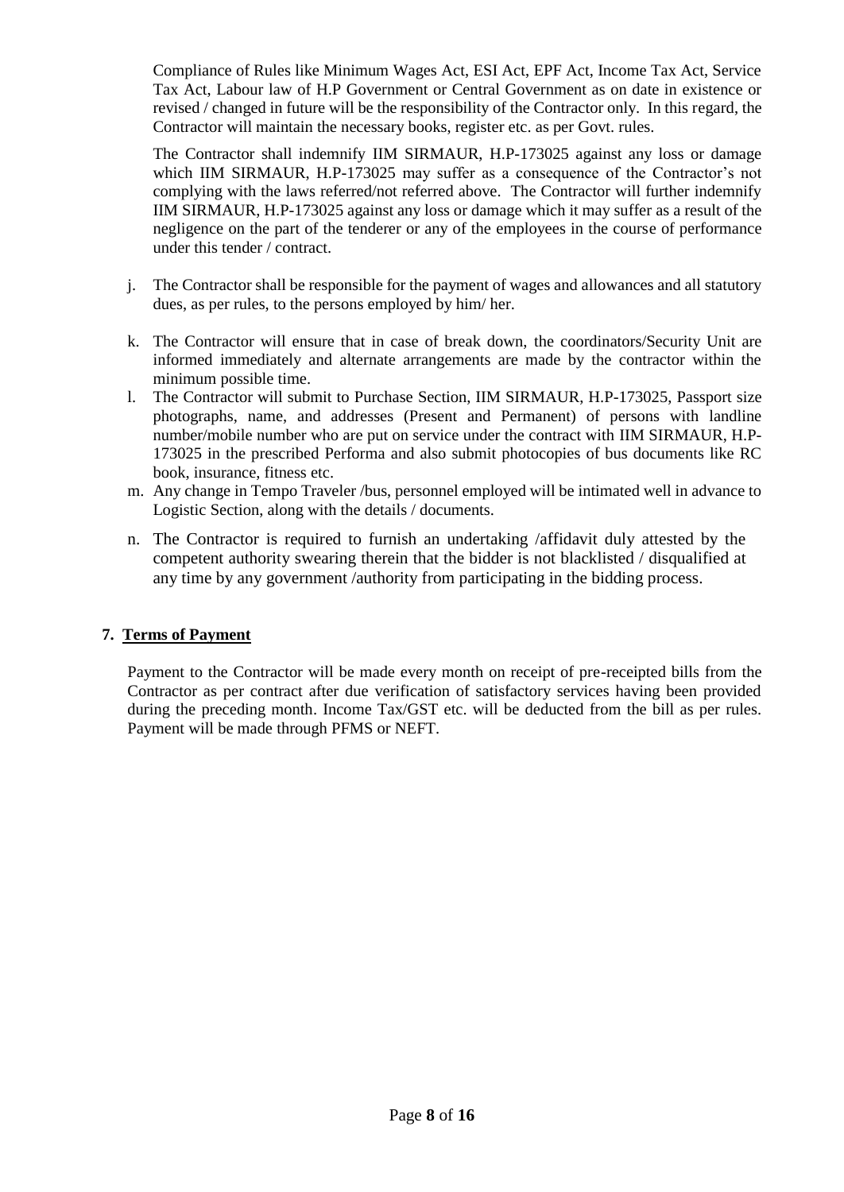Compliance of Rules like Minimum Wages Act, ESI Act, EPF Act, Income Tax Act, Service Tax Act, Labour law of H.P Government or Central Government as on date in existence or revised / changed in future will be the responsibility of the Contractor only. In this regard, the Contractor will maintain the necessary books, register etc. as per Govt. rules.

The Contractor shall indemnify IIM SIRMAUR, H.P-173025 against any loss or damage which IIM SIRMAUR, H.P-173025 may suffer as a consequence of the Contractor's not complying with the laws referred/not referred above. The Contractor will further indemnify IIM SIRMAUR, H.P-173025 against any loss or damage which it may suffer as a result of the negligence on the part of the tenderer or any of the employees in the course of performance under this tender / contract.

j. The Contractor shall be responsible for the payment of wages and allowances and all statutory dues, as per rules, to the persons employed by him/ her.

k. The Contractor will ensure that in case of break down, the coordinators/Security Unit are informed immediately and alternate arrangements are made by the contractor within the minimum possible time.

l. The Contractor will submit to Purchase Section, IIM SIRMAUR, H.P-173025, Passport size photographs, name, and addresses (Present and Permanent) of persons with landline number/mobile number who are put on service under the contract with IIM SIRMAUR, H.P-173025 in the prescribed Performa and also submit photocopies of bus documents like RC book, insurance, fitness etc.

m. Any change in Tempo Traveler /bus, personnel employed will be intimated well in advance to Logistic Section, along with the details / documents.

n. The Contractor is required to furnish an undertaking /affidavit duly attested by the competent authority swearing therein that the bidder is not blacklisted / disqualified at any time by any government /authority from participating in the bidding process.

## 7. Terms of Payment

Payment to the Contractor will be made every month on receipt of pre-receipted bills from the Contractor as per contract after due verification of satisfactory services having been provided during the preceding month. Income Tax/GST etc. will be deducted from the bill as per rules. Payment will be made through PFMS or NEFT.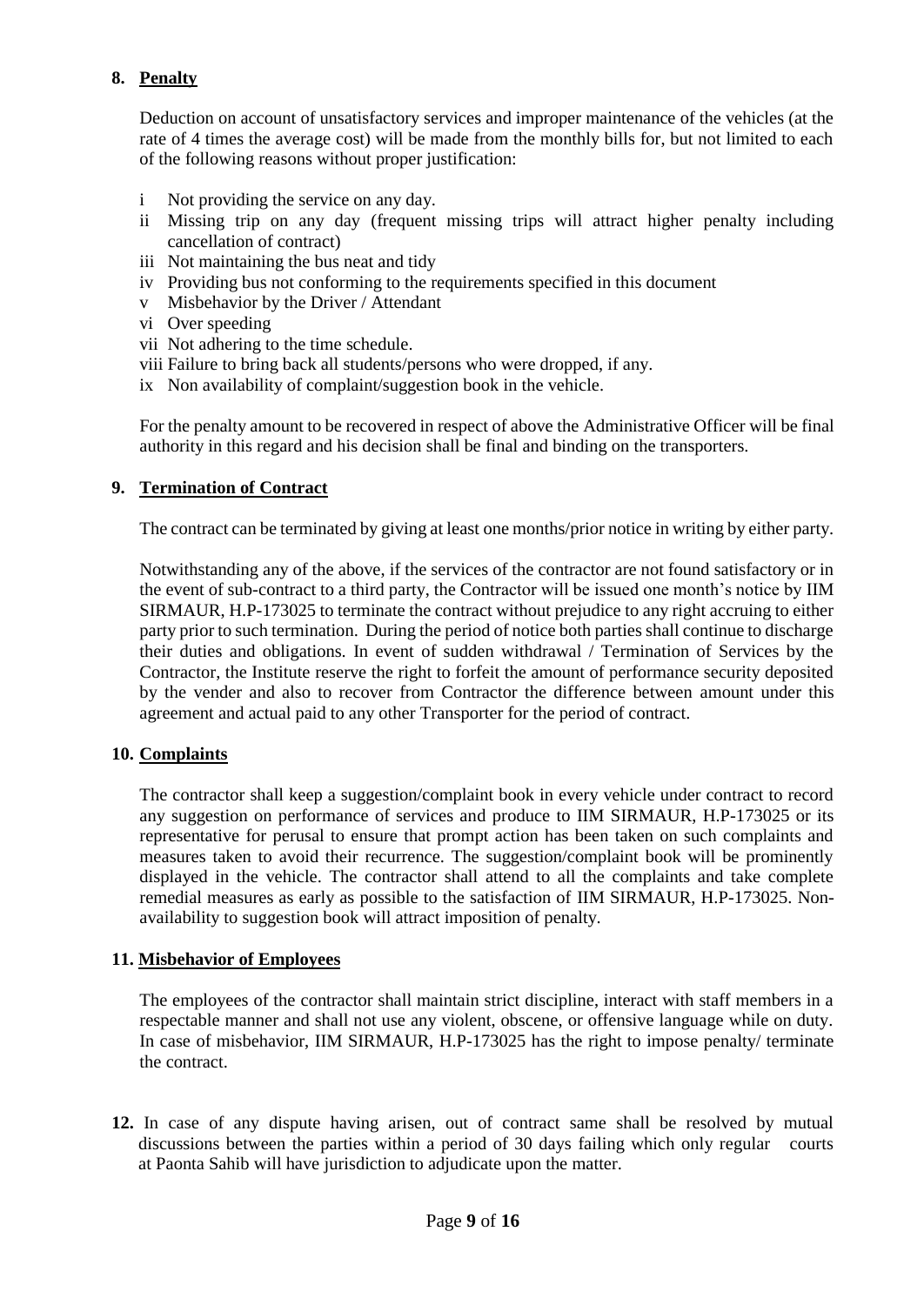## 8. Penalty

Deduction on account of unsatisfactory services and improper maintenance of the vehicles (at the rate of 4 times the average cost) will be made from the monthly bills for, but not limited to each of the following reasons without proper justification:

- i Not providing the service on any day.
- ii Missing trip on any day (frequent missing trips will attract higher penalty including cancellation of contract)
- iii Not maintaining the bus neat and tidy
- iv Providing bus not conforming to the requirements specified in this document
- v Misbehavior by the Driver / Attendant
- vi Over speeding
- vii Not adhering to the time schedule.
- viii Failure to bring back all students/persons who were dropped, if any.
- ix Non availability of complaint/suggestion book in the vehicle.

For the penalty amount to be recovered in respect of above the Administrative Officer will be final authority in this regard and his decision shall be final and binding on the transporters.

## 9. Termination of Contract

The contract can be terminated by giving at least one months/prior notice in writing by either party.

Notwithstanding any of the above, if the services of the contractor are not found satisfactory or in the event of sub-contract to a third party, the Contractor will be issued one month's notice by IIM SIRMAUR, H.P-173025 to terminate the contract without prejudice to any right accruing to either party prior to such termination. During the period of notice both parties shall continue to discharge their duties and obligations. In event of sudden withdrawal / Termination of Services by the Contractor, the Institute reserve the right to forfeit the amount of performance security deposited by the vender and also to recover from Contractor the difference between amount under this agreement and actual paid to any other Transporter for the period of contract.

## 10. Complaints

The contractor shall keep a suggestion/complaint book in every vehicle under contract to record any suggestion on performance of services and produce to IIM SIRMAUR, H.P-173025 or its representative for perusal to ensure that prompt action has been taken on such complaints and measures taken to avoid their recurrence. The suggestion/complaint book will be prominently displayed in the vehicle. The contractor shall attend to all the complaints and take complete remedial measures as early as possible to the satisfaction of IIM SIRMAUR, H.P-173025. Non-availability to suggestion book will attract imposition of penalty.

## 11. Misbehavior of Employees

The employees of the contractor shall maintain strict discipline, interact with staff members in a respectable manner and shall not use any violent, obscene, or offensive language while on duty. In case of misbehavior, IIM SIRMAUR, H.P-173025 has the right to impose penalty/ terminate the contract.

**12.** In case of any dispute having arisen, out of contract same shall be resolved by mutual discussions between the parties within a period of 30 days failing which only regular courts at Paonta Sahib will have jurisdiction to adjudicate upon the matter.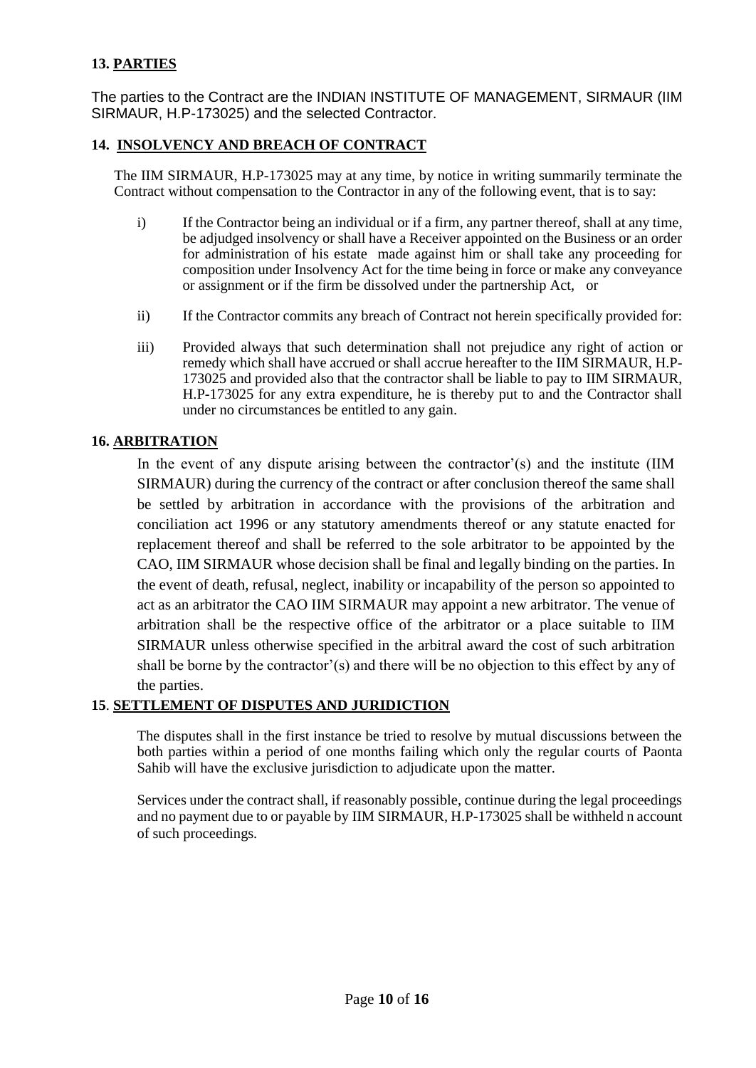## 13. PARTIES

The parties to the Contract are the INDIAN INSTITUTE OF MANAGEMENT, SIRMAUR (IIM SIRMAUR, H.P-173025) and the selected Contractor.

## 14. INSOLVENCY AND BREACH OF CONTRACT

The IIM SIRMAUR, H.P-173025 may at any time, by notice in writing summarily terminate the Contract without compensation to the Contractor in any of the following event, that is to say:

i) If the Contractor being an individual or if a firm, any partner thereof, shall at any time, be adjudged insolvency or shall have a Receiver appointed on the Business or an order for administration of his estate made against him or shall take any proceeding for composition under Insolvency Act for the time being in force or make any conveyance or assignment or if the firm be dissolved under the partnership Act, or

ii) If the Contractor commits any breach of Contract not herein specifically provided for:

iii) Provided always that such determination shall not prejudice any right of action or remedy which shall have accrued or shall accrue hereafter to the IIM SIRMAUR, H.P-173025 and provided also that the contractor shall be liable to pay to IIM SIRMAUR, H.P-173025 for any extra expenditure, he is thereby put to and the Contractor shall under no circumstances be entitled to any gain.

## 16. ARBITRATION

In the event of any dispute arising between the contractor'(s) and the institute (IIM SIRMAUR) during the currency of the contract or after conclusion thereof the same shall be settled by arbitration in accordance with the provisions of the arbitration and conciliation act 1996 or any statutory amendments thereof or any statute enacted for replacement thereof and shall be referred to the sole arbitrator to be appointed by the CAO, IIM SIRMAUR whose decision shall be final and legally binding on the parties. In the event of death, refusal, neglect, inability or incapability of the person so appointed to act as an arbitrator the CAO IIM SIRMAUR may appoint a new arbitrator. The venue of arbitration shall be the respective office of the arbitrator or a place suitable to IIM SIRMAUR unless otherwise specified in the arbitral award the cost of such arbitration shall be borne by the contractor'(s) and there will be no objection to this effect by any of the parties.

## 15. SETTLEMENT OF DISPUTES AND JURIDICTION

The disputes shall in the first instance be tried to resolve by mutual discussions between the both parties within a period of one months failing which only the regular courts of Paonta Sahib will have the exclusive jurisdiction to adjudicate upon the matter.

Services under the contract shall, if reasonably possible, continue during the legal proceedings and no payment due to or payable by IIM SIRMAUR, H.P-173025 shall be withheld n account of such proceedings.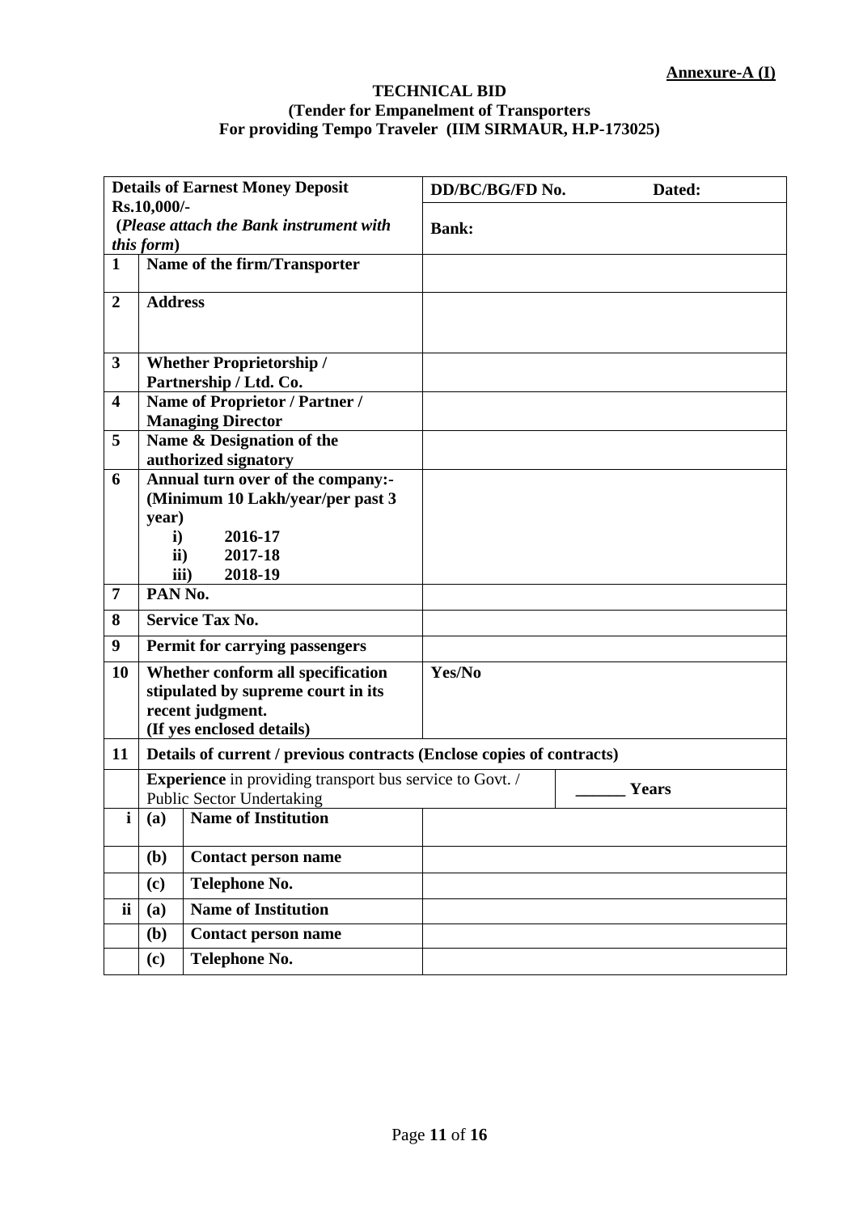**Annexure-A (I)**

**TECHNICAL BID**
**(Tender for Empanelment of Transporters**
**For providing Tempo Traveler (IIM SIRMAUR, H.P-173025)**

| **Details of Earnest Money Deposit Rs.10,000/-** (*Please attach the Bank instrument with this form*) | | | **DD/BC/BG/FD No.** **Dated:** <br> **Bank:** | |
|---|---|---|---|---|
| **1** | **Name of the firm/Transporter** | | | |
| **2** | **Address** | | | |
| **3** | **Whether Proprietorship / Partnership / Ltd. Co.** | | | |
| **4** | **Name of Proprietor / Partner / Managing Director** | | | |
| **5** | **Name & Designation of the authorized signatory** | | | |
| **6** | **Annual turn over of the company:- (Minimum 10 Lakh/year/per past 3 year)** <br> **i) 2016-17** <br> **ii) 2017-18** <br> **iii) 2018-19** | | | |
| **7** | **PAN No.** | | | |
| **8** | **Service Tax No.** | | | |
| **9** | **Permit for carrying passengers** | | | |
| **10** | **Whether conform all specification stipulated by supreme court in its recent judgment. (If yes enclosed details)** | | **Yes/No** | |
| **11** | **Details of current / previous contracts (Enclose copies of contracts)** | | | |
| | **Experience** in providing transport bus service to Govt. / Public Sector Undertaking | | | **\_\_\_\_\_\_ Years** |
| **i** | **(a)** | **Name of Institution** | | |
| | **(b)** | **Contact person name** | | |
| | **(c)** | **Telephone No.** | | |
| **ii** | **(a)** | **Name of Institution** | | |
| | **(b)** | **Contact person name** | | |
| | **(c)** | **Telephone No.** | | |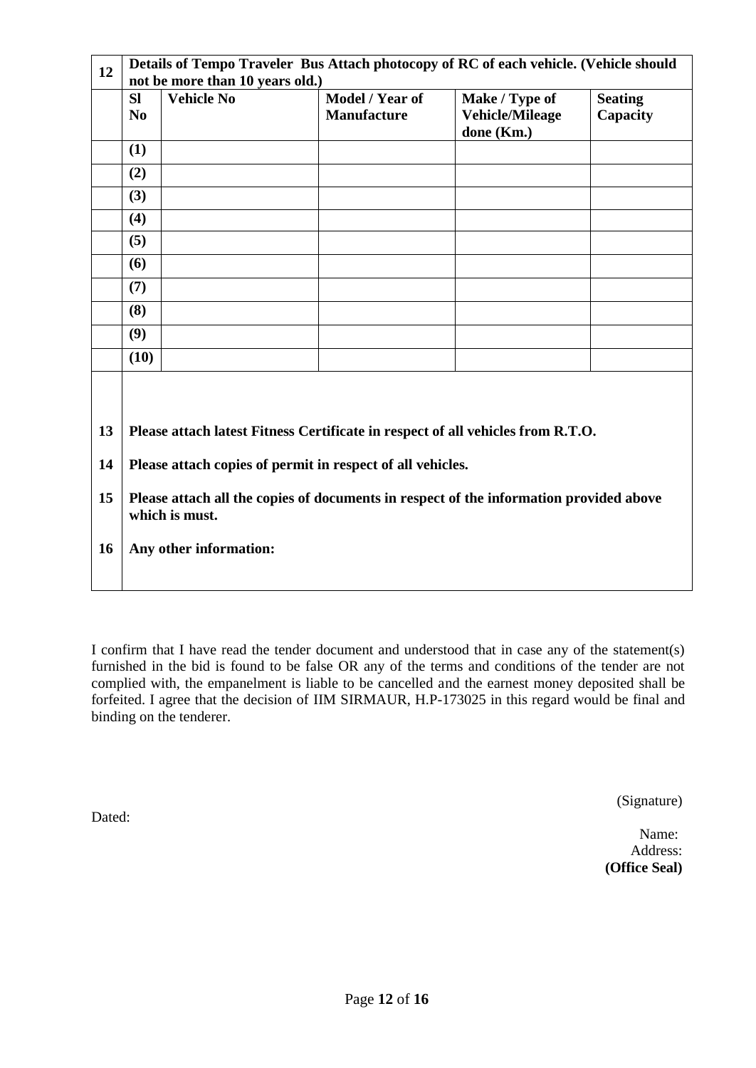| 12 | **Details of Tempo Traveler Bus Attach photocopy of RC of each vehicle. (Vehicle should not be more than 10 years old.)** | | | | |
|---|---|---|---|---|---|
| | **Sl No** | **Vehicle No** | **Model / Year of Manufacture** | **Make / Type of Vehicle/Mileage done (Km.)** | **Seating Capacity** |
| | **(1)** | | | | |
| | **(2)** | | | | |
| | **(3)** | | | | |
| | **(4)** | | | | |
| | **(5)** | | | | |
| | **(6)** | | | | |
| | **(7)** | | | | |
| | **(8)** | | | | |
| | **(9)** | | | | |
| | **(10)** | | | | |
| **13** | **Please attach latest Fitness Certificate in respect of all vehicles from R.T.O.** | | | | |
| **14** | **Please attach copies of permit in respect of all vehicles.** | | | | |
| **15** | **Please attach all the copies of documents in respect of the information provided above which is must.** | | | | |
| **16** | **Any other information:** | | | | |

I confirm that I have read the tender document and understood that in case any of the statement(s) furnished in the bid is found to be false OR any of the terms and conditions of the tender are not complied with, the empanelment is liable to be cancelled and the earnest money deposited shall be forfeited. I agree that the decision of IIM SIRMAUR, H.P-173025 in this regard would be final and binding on the tenderer.

(Signature)

Dated:

Name:
Address:
**(Office Seal)**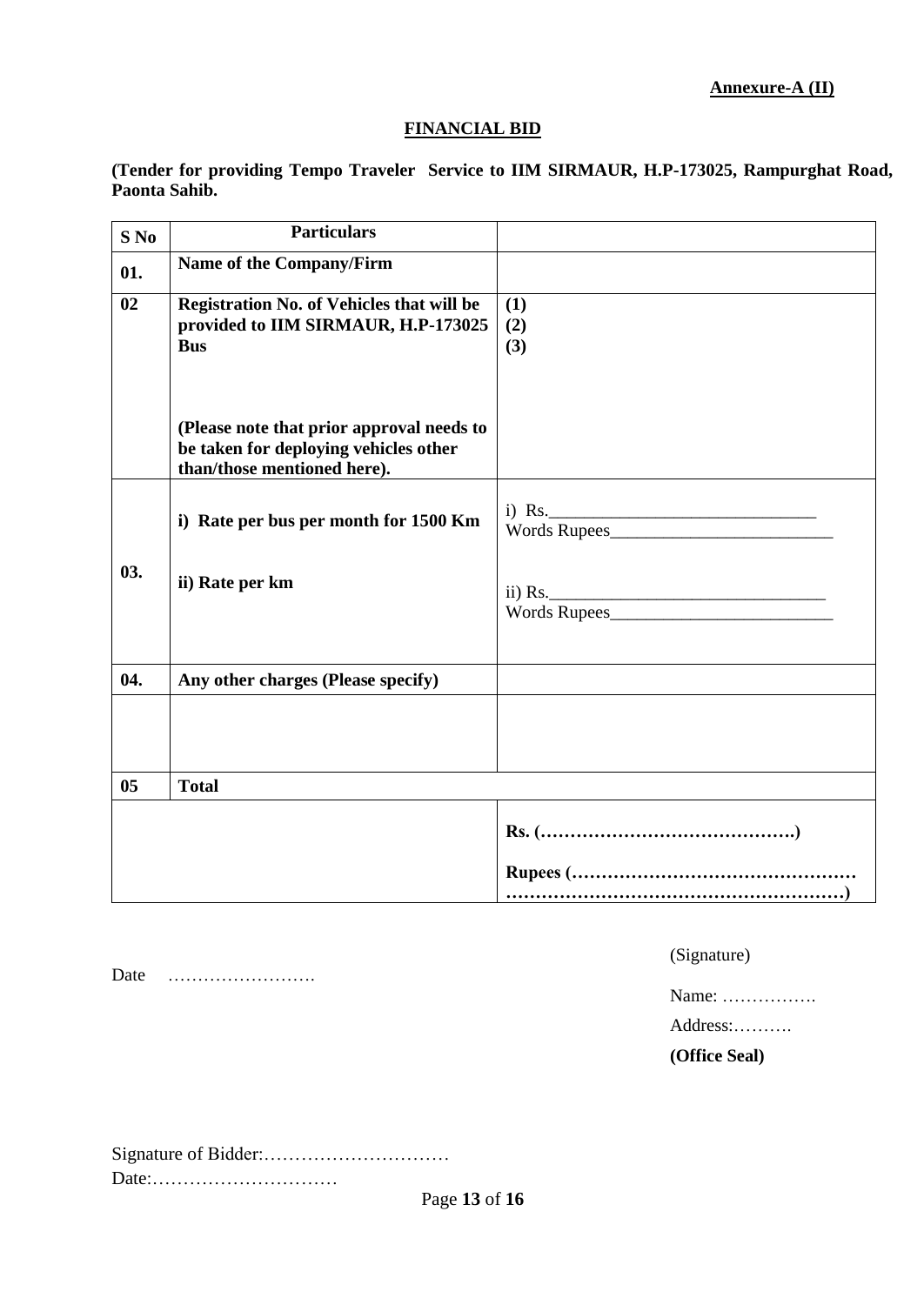**Annexure-A (II)**

## FINANCIAL BID

**(Tender for providing Tempo Traveler Service to IIM SIRMAUR, H.P-173025, Rampurghat Road, Paonta Sahib.**

| S No | Particulars | |
|---|---|---|
| 01. | **Name of the Company/Firm** | |
| 02 | **Registration No. of Vehicles that will be provided to IIM SIRMAUR, H.P-173025 Bus**<br><br>**(Please note that prior approval needs to be taken for deploying vehicles other than/those mentioned here).** | **(1)**<br>**(2)**<br>**(3)** |
| 03. | **i) Rate per bus per month for 1500 Km**<br><br>**ii) Rate per km** | i) Rs.______________________________<br>Words Rupees_________________________<br><br>ii) Rs.______________________________<br>Words Rupees_________________________ |
| 04. | **Any other charges (Please specify)** | |
| | | |
| 05 | **Total** | |
| | | **Rs. (…………………………………….)**<br><br>**Rupees (…………………………………………<br>…………………………………………………)** |

Date …………………….

(Signature)

Name: …………….

Address:……….

**(Office Seal)**

Signature of Bidder:…………………………

Date:…………………………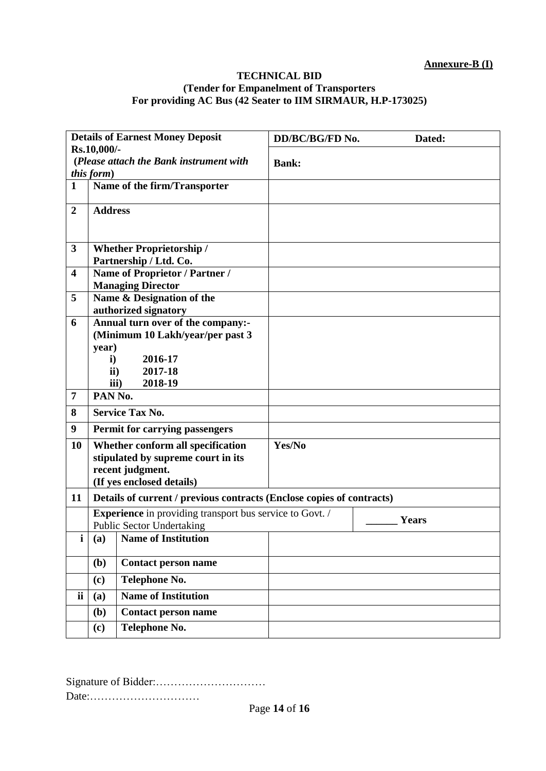**Annexure-B (I)**

**TECHNICAL BID**
**(Tender for Empanelment of Transporters**
**For providing AC Bus (42 Seater to IIM SIRMAUR, H.P-173025)**

| **Details of Earnest Money Deposit Rs.10,000/-** **(*Please attach the Bank instrument with this form*)** | | | **DD/BC/BG/FD No. Dated:** | |
|---|---|---|---|---|
| | | | **Bank:** | |
| **1** | **Name of the firm/Transporter** | | | |
| **2** | **Address** | | | |
| **3** | **Whether Proprietorship / Partnership / Ltd. Co.** | | | |
| **4** | **Name of Proprietor / Partner / Managing Director** | | | |
| **5** | **Name & Designation of the authorized signatory** | | | |
| **6** | **Annual turn over of the company:- (Minimum 10 Lakh/year/per past 3 year)** **i) 2016-17** **ii) 2017-18** **iii) 2018-19** | | | |
| **7** | **PAN No.** | | | |
| **8** | **Service Tax No.** | | | |
| **9** | **Permit for carrying passengers** | | | |
| **10** | **Whether conform all specification stipulated by supreme court in its recent judgment. (If yes enclosed details)** | | **Yes/No** | |
| **11** | **Details of current / previous contracts (Enclose copies of contracts)** | | | |
| | **Experience** in providing transport bus service to Govt. / Public Sector Undertaking | | | **______ Years** |
| **i** | **(a)** | **Name of Institution** | | |
| | **(b)** | **Contact person name** | | |
| | **(c)** | **Telephone No.** | | |
| **ii** | **(a)** | **Name of Institution** | | |
| | **(b)** | **Contact person name** | | |
| | **(c)** | **Telephone No.** | | |

Signature of Bidder:…………………………
Date:…………………………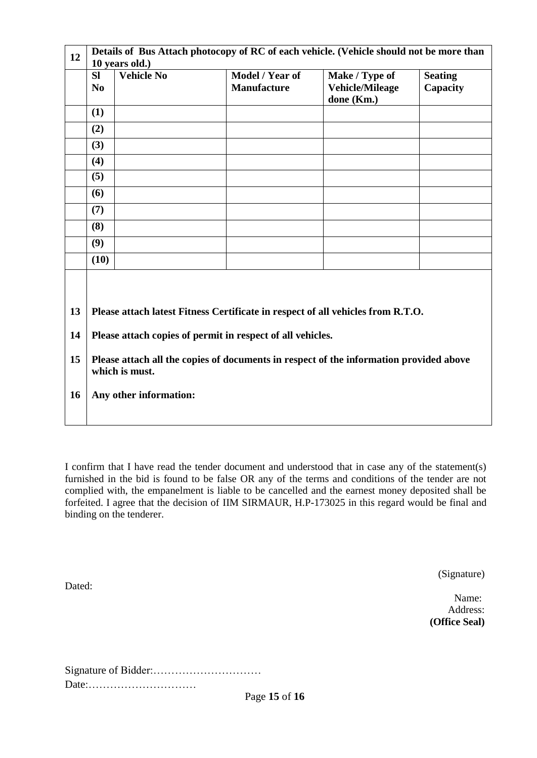| 12 | Details of Bus Attach photocopy of RC of each vehicle. (Vehicle should not be more than 10 years old.) | | | | |
|---|---|---|---|---|---|
| | **Sl No** | **Vehicle No** | **Model / Year of Manufacture** | **Make / Type of Vehicle/Mileage done (Km.)** | **Seating Capacity** |
| | **(1)** | | | | |
| | **(2)** | | | | |
| | **(3)** | | | | |
| | **(4)** | | | | |
| | **(5)** | | | | |
| | **(6)** | | | | |
| | **(7)** | | | | |
| | **(8)** | | | | |
| | **(9)** | | | | |
| | **(10)** | | | | |

| | |
|---|---|
| **13** | **Please attach latest Fitness Certificate in respect of all vehicles from R.T.O.** |
| **14** | **Please attach copies of permit in respect of all vehicles.** |
| **15** | **Please attach all the copies of documents in respect of the information provided above which is must.** |
| **16** | **Any other information:** |

I confirm that I have read the tender document and understood that in case any of the statement(s) furnished in the bid is found to be false OR any of the terms and conditions of the tender are not complied with, the empanelment is liable to be cancelled and the earnest money deposited shall be forfeited. I agree that the decision of IIM SIRMAUR, H.P-173025 in this regard would be final and binding on the tenderer.

(Signature)

Dated:

Name:
Address:
**(Office Seal)**

Signature of Bidder:…………………………
Date:…………………………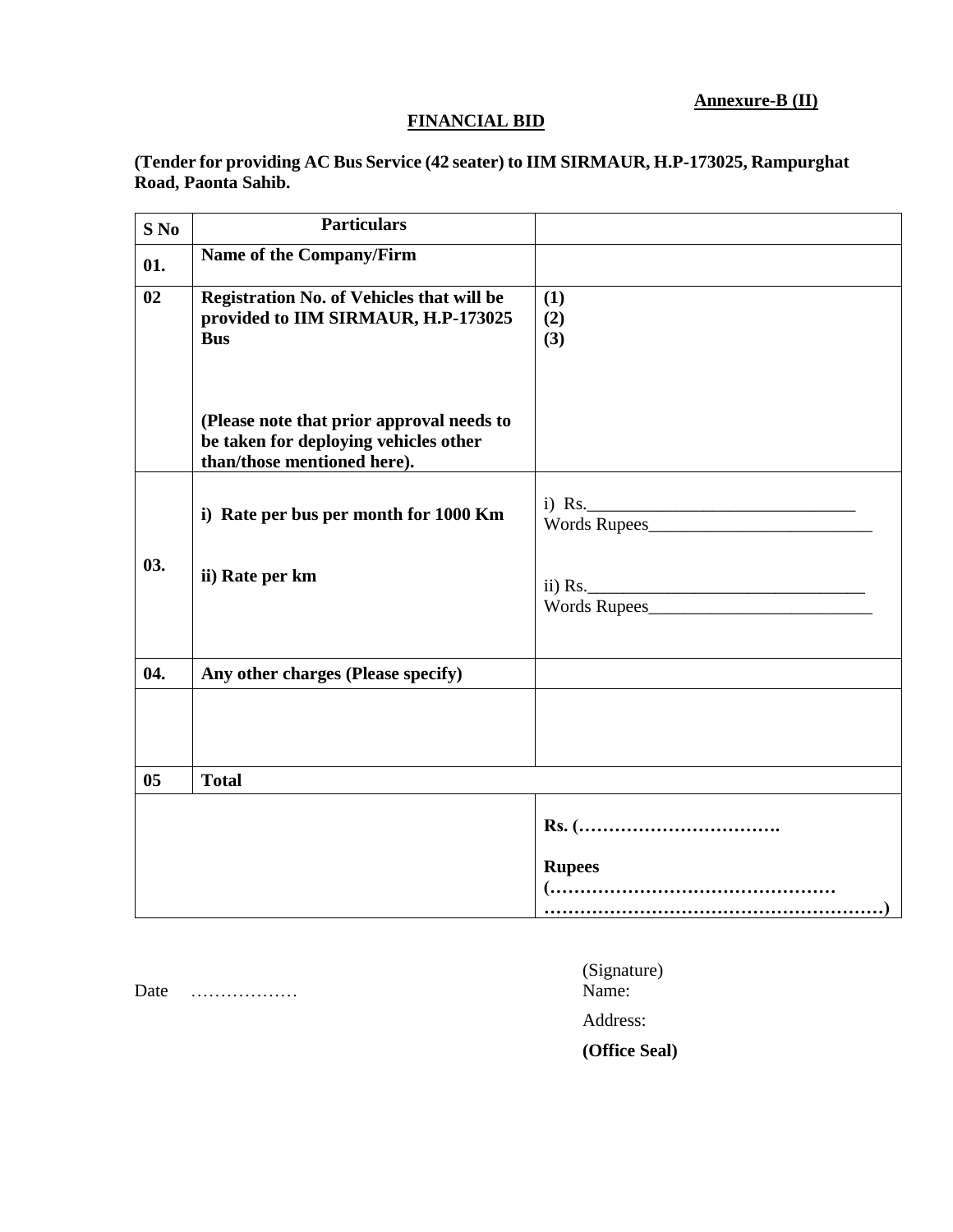**Annexure-B (II)**

## FINANCIAL BID

**(Tender for providing AC Bus Service (42 seater) to IIM SIRMAUR, H.P-173025, Rampurghat Road, Paonta Sahib.**

| S No | Particulars | |
|---|---|---|
| **01.** | **Name of the Company/Firm** | |
| **02** | **Registration No. of Vehicles that will be provided to IIM SIRMAUR, H.P-173025 Bus**<br><br>**(Please note that prior approval needs to be taken for deploying vehicles other than/those mentioned here).** | **(1)**<br>**(2)**<br>**(3)** |
| **03.** | **i) Rate per bus per month for 1000 Km**<br><br>**ii) Rate per km** | i) Rs.______________________________<br>Words Rupees_________________________<br><br>ii) Rs.______________________________<br>Words Rupees_________________________ |
| **04.** | **Any other charges (Please specify)** | |
| | | |
| **05** | **Total** | |
| | | **Rs. (…………………………….**<br><br>**Rupees (…………………………………………<br>…………………………………………………)** |

Date ………………

(Signature)
Name:

Address:

**(Office Seal)**